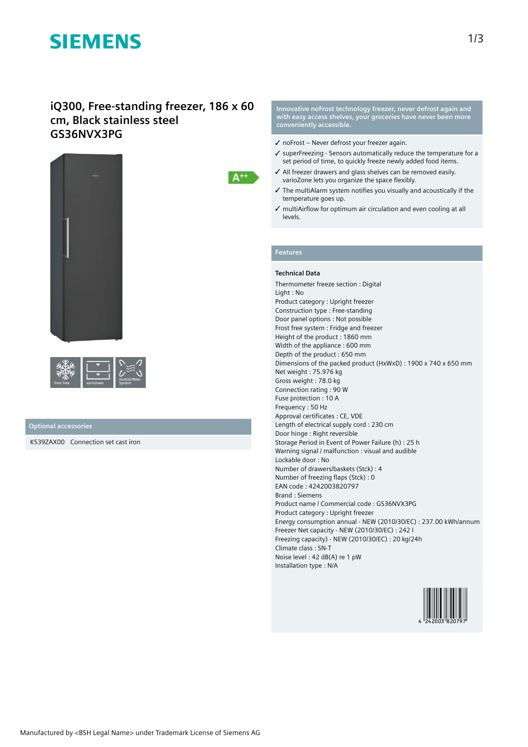# SIEMENS

## iQ300, Free-standing freezer, 186 x 60 cm, Black stainless steel GS36NVX3PG

A++

frost free | varioZone | multiAirflow-System

### Optional accessories

KS39ZAX00 Connection set cast iron

**Innovative noFrost technology freezer, never defrost again and with easy access shelves, your groceries have never been more conveniently accessible.**

- ✓ noFrost – Never defrost your freezer again.
- ✓ superFreezing - Sensors automatically reduce the temperature for a set period of time, to quickly freeze newly added food items.
- ✓ All freezer drawers and glass shelves can be removed easily. varioZone lets you organize the space flexibly.
- ✓ The multiAlarm system notifies you visually and acoustically if the temperature goes up.
- ✓ multiAirflow for optimum air circulation and even cooling at all levels.

### Features

**Technical Data**

Thermometer freeze section : Digital
Light : No
Product category : Upright freezer
Construction type : Free-standing
Door panel options : Not possible
Frost free system : Fridge and freezer
Height of the product : 1860 mm
Width of the appliance : 600 mm
Depth of the product : 650 mm
Dimensions of the packed product (HxWxD) : 1900 x 740 x 650 mm
Net weight : 75.976 kg
Gross weight : 78.0 kg
Connection rating : 90 W
Fuse protection : 10 A
Frequency : 50 Hz
Approval certificates : CE, VDE
Length of electrical supply cord : 230 cm
Door hinge : Right reversible
Storage Period in Event of Power Failure (h) : 25 h
Warning signal / malfunction : visual and audible
Lockable door : No
Number of drawers/baskets (Stck) : 4
Number of freezing flaps (Stck) : 0
EAN code : 4242003820797
Brand : Siemens
Product name / Commercial code : GS36NVX3PG
Product category : Upright freezer
Energy consumption annual - NEW (2010/30/EC) : 237.00 kWh/annum
Freezer Net capacity - NEW (2010/30/EC) : 242 l
Freezing capacity) - NEW (2010/30/EC) : 20 kg/24h
Climate class : SN-T
Noise level : 42 dB(A) re 1 pW
Installation type : N/A

4 242003 820797

Manufactured by <BSH Legal Name> under Trademark License of Siemens AG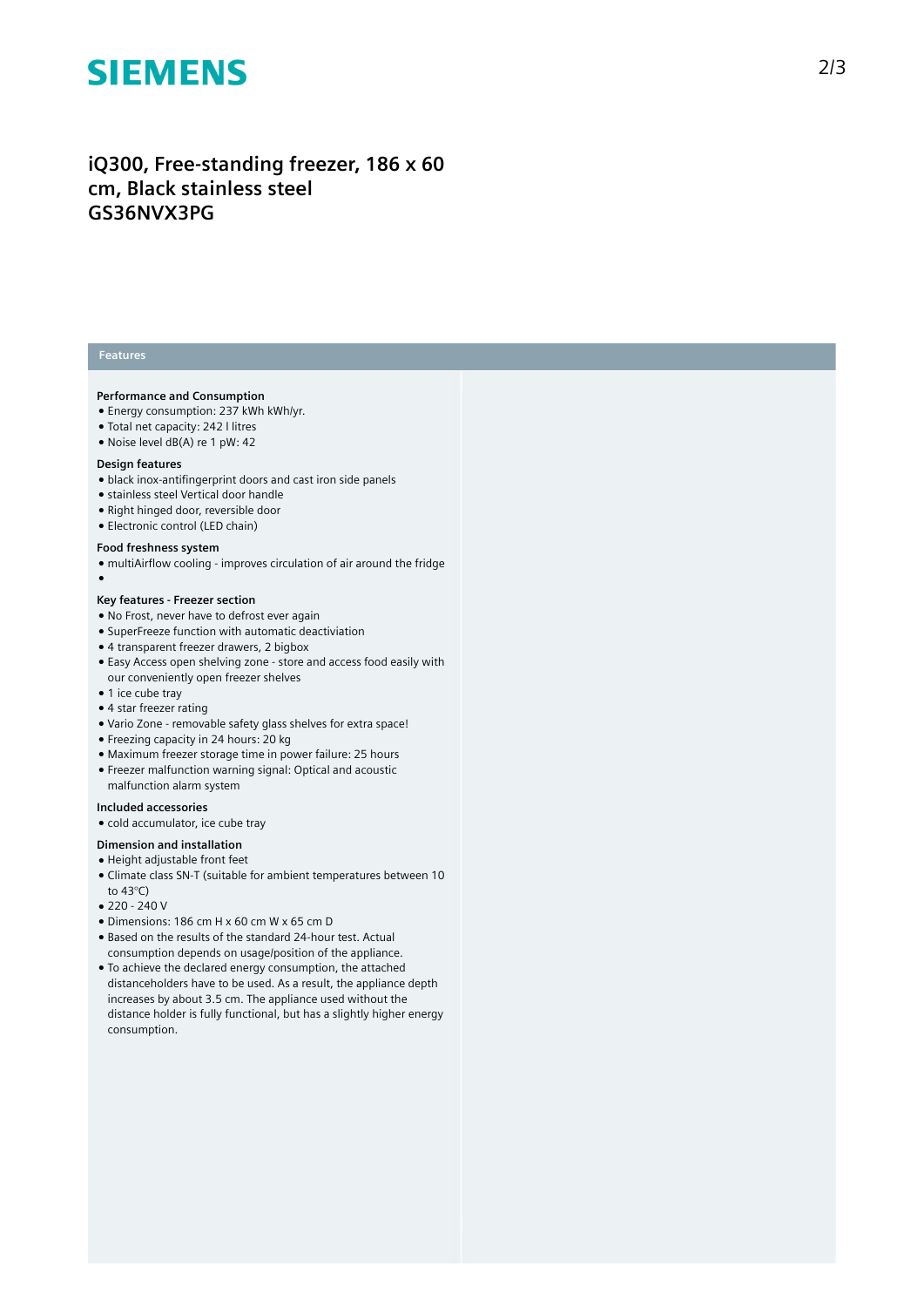**SIEMENS**

# iQ300, Free-standing freezer, 186 x 60 cm, Black stainless steel GS36NVX3PG

## Features

### Performance and Consumption

- Energy consumption: 237 kWh kWh/yr.
- Total net capacity: 242 l litres
- Noise level dB(A) re 1 pW: 42

### Design features

- black inox-antifingerprint doors and cast iron side panels
- stainless steel Vertical door handle
- Right hinged door, reversible door
- Electronic control (LED chain)

### Food freshness system

- multiAirflow cooling - improves circulation of air around the fridge
-

### Key features - Freezer section

- No Frost, never have to defrost ever again
- SuperFreeze function with automatic deactiviation
- 4 transparent freezer drawers, 2 bigbox
- Easy Access open shelving zone - store and access food easily with our conveniently open freezer shelves
- 1 ice cube tray
- 4 star freezer rating
- Vario Zone - removable safety glass shelves for extra space!
- Freezing capacity in 24 hours: 20 kg
- Maximum freezer storage time in power failure: 25 hours
- Freezer malfunction warning signal: Optical and acoustic malfunction alarm system

### Included accessories

- cold accumulator, ice cube tray

### Dimension and installation

- Height adjustable front feet
- Climate class SN-T (suitable for ambient temperatures between 10 to 43°C)
- 220 - 240 V
- Dimensions: 186 cm H x 60 cm W x 65 cm D
- Based on the results of the standard 24-hour test. Actual consumption depends on usage/position of the appliance.
- To achieve the declared energy consumption, the attached distanceholders have to be used. As a result, the appliance depth increases by about 3.5 cm. The appliance used without the distance holder is fully functional, but has a slightly higher energy consumption.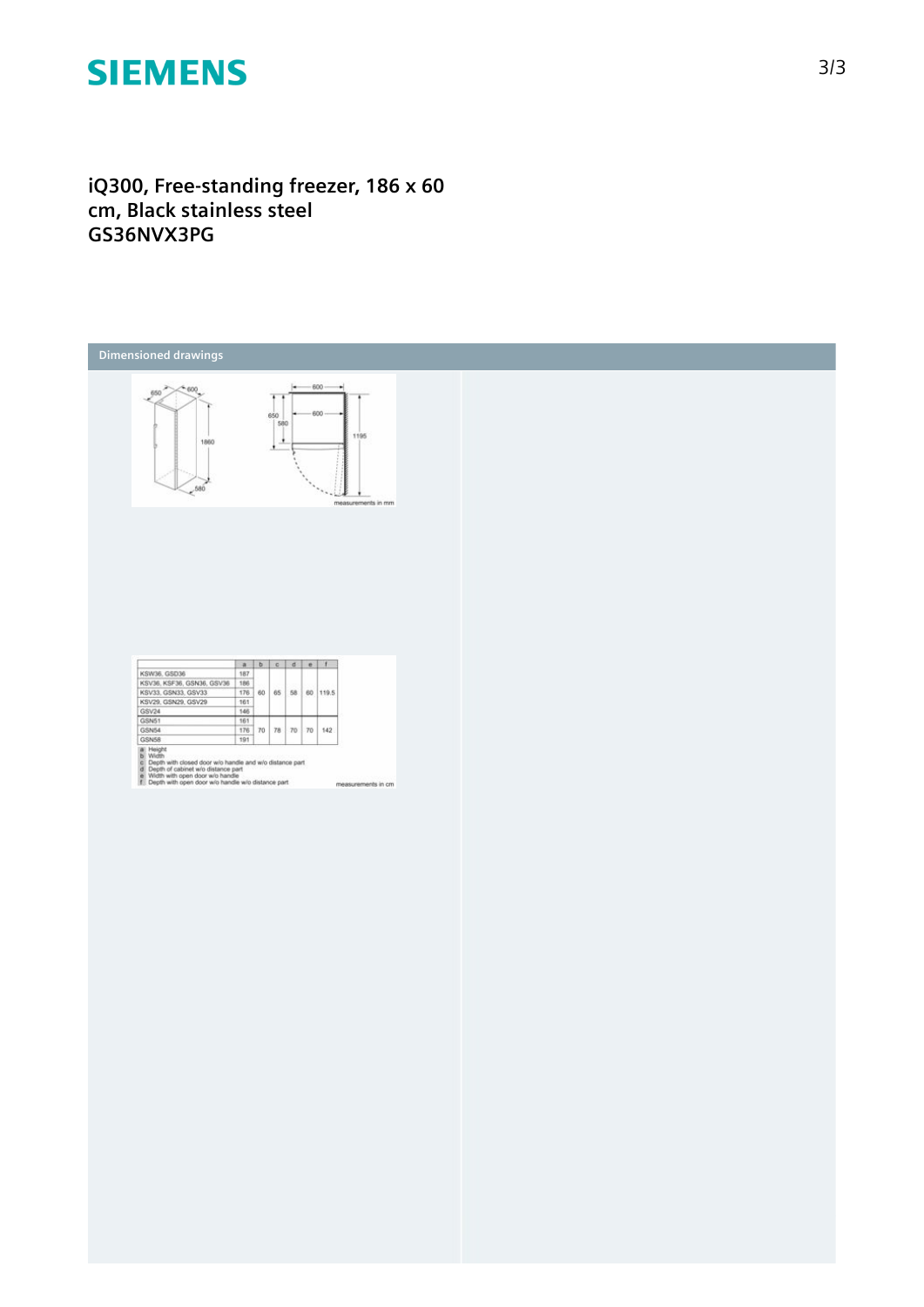SIEMENS

# iQ300, Free-standing freezer, 186 x 60 cm, Black stainless steel GS36NVX3PG

## Dimensioned drawings

650
600
1860
580

600
600
650
580
1195

measurements in mm

| | a | b | c | d | e | f |
|---|---|---|---|---|---|---|
| KSW36, GSD36 | 187 | 60 | 65 | 58 | 60 | 119.5 |
| KSV36, KSF36, GSN36, GSV36 | 186 | | | | | |
| KSV33, GSN33, GSV33 | 176 | | | | | |
| KSV29, GSN29, GSV29 | 161 | | | | | |
| GSV24 | 146 | | | | | |
| GSN51 | 161 | 70 | 78 | 70 | 70 | 142 |
| GSN54 | 176 | | | | | |
| GSN58 | 191 | | | | | |

a Height
b Width
c Depth with closed door w/o handle and w/o distance part
d Depth of cabinet w/o distance part
e Width with open door w/o handle
f Depth with open door w/o handle w/o distance part

measurements in cm